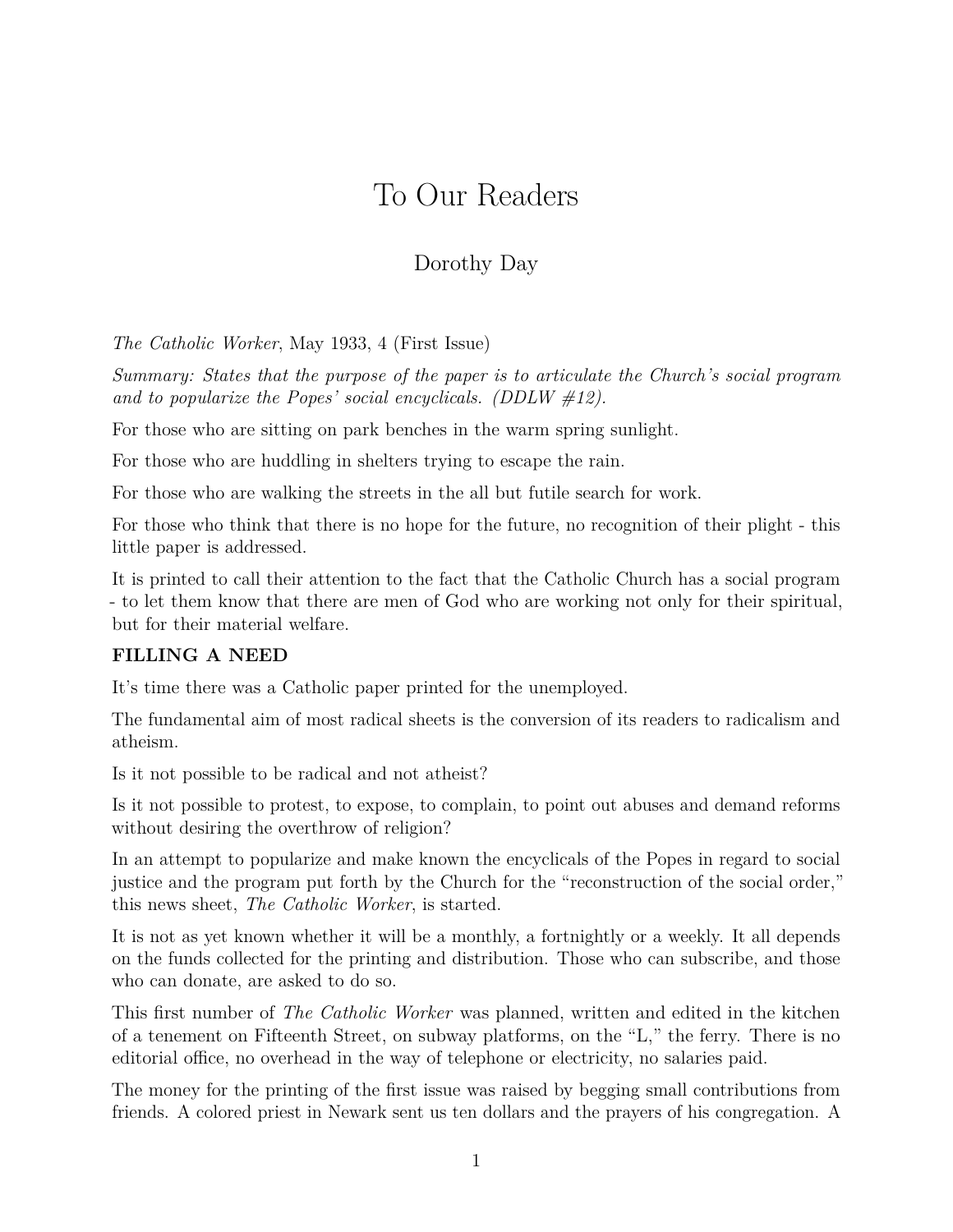# To Our Readers

Dorothy Day

*The Catholic Worker*, May 1933, 4 (First Issue)

*Summary: States that the purpose of the paper is to articulate the Church's social program and to popularize the Popes' social encyclicals. (DDLW #12).*

For those who are sitting on park benches in the warm spring sunlight.

For those who are huddling in shelters trying to escape the rain.

For those who are walking the streets in the all but futile search for work.

For those who think that there is no hope for the future, no recognition of their plight - this little paper is addressed.

It is printed to call their attention to the fact that the Catholic Church has a social program - to let them know that there are men of God who are working not only for their spiritual, but for their material welfare.

**FILLING A NEED**

It's time there was a Catholic paper printed for the unemployed.

The fundamental aim of most radical sheets is the conversion of its readers to radicalism and atheism.

Is it not possible to be radical and not atheist?

Is it not possible to protest, to expose, to complain, to point out abuses and demand reforms without desiring the overthrow of religion?

In an attempt to popularize and make known the encyclicals of the Popes in regard to social justice and the program put forth by the Church for the "reconstruction of the social order," this news sheet, *The Catholic Worker*, is started.

It is not as yet known whether it will be a monthly, a fortnightly or a weekly. It all depends on the funds collected for the printing and distribution. Those who can subscribe, and those who can donate, are asked to do so.

This first number of *The Catholic Worker* was planned, written and edited in the kitchen of a tenement on Fifteenth Street, on subway platforms, on the "L," the ferry. There is no editorial office, no overhead in the way of telephone or electricity, no salaries paid.

The money for the printing of the first issue was raised by begging small contributions from friends. A colored priest in Newark sent us ten dollars and the prayers of his congregation. A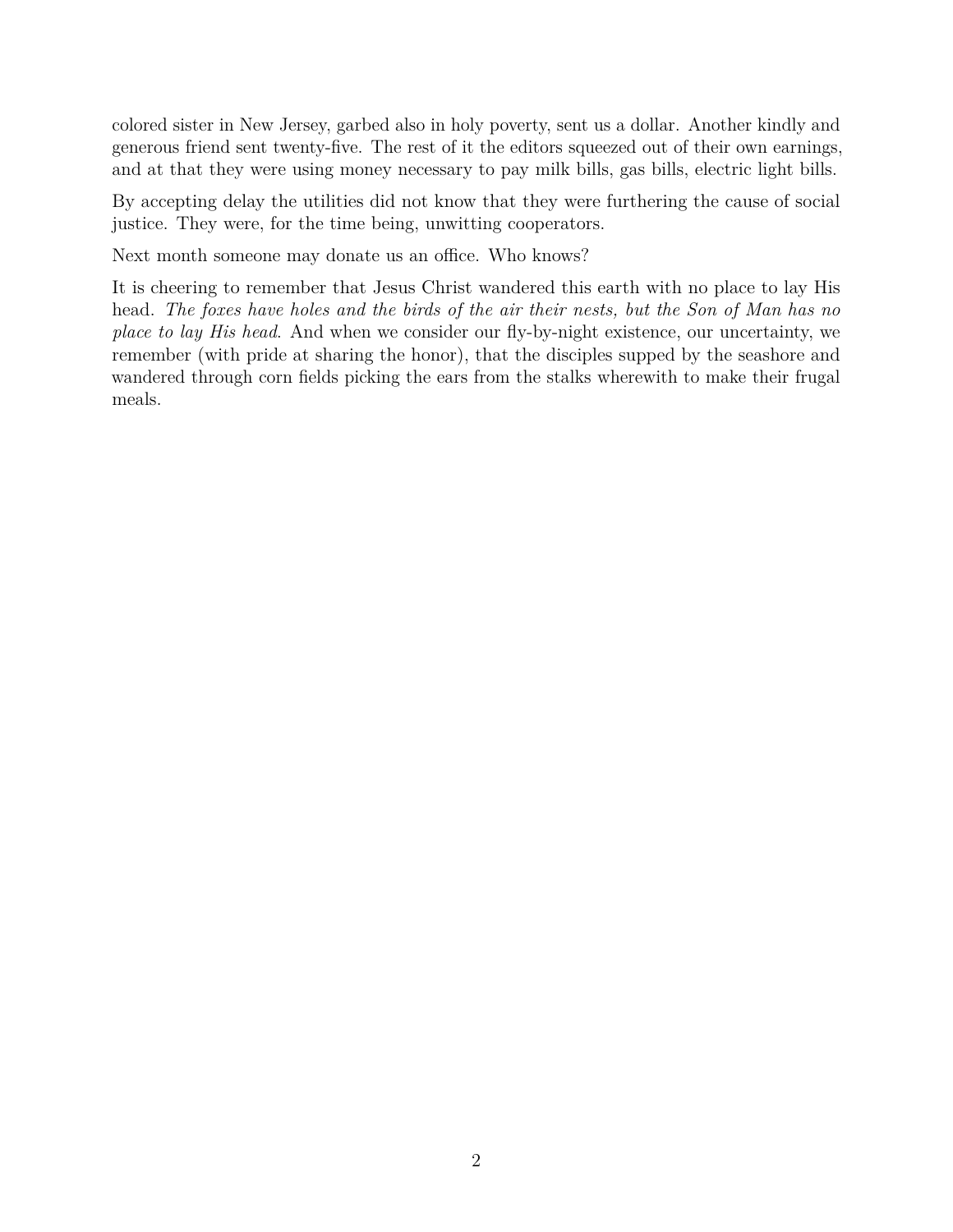colored sister in New Jersey, garbed also in holy poverty, sent us a dollar. Another kindly and generous friend sent twenty-five. The rest of it the editors squeezed out of their own earnings, and at that they were using money necessary to pay milk bills, gas bills, electric light bills.

By accepting delay the utilities did not know that they were furthering the cause of social justice. They were, for the time being, unwitting cooperators.

Next month someone may donate us an office. Who knows?

It is cheering to remember that Jesus Christ wandered this earth with no place to lay His head. *The foxes have holes and the birds of the air their nests, but the Son of Man has no place to lay His head*. And when we consider our fly-by-night existence, our uncertainty, we remember (with pride at sharing the honor), that the disciples supped by the seashore and wandered through corn fields picking the ears from the stalks wherewith to make their frugal meals.